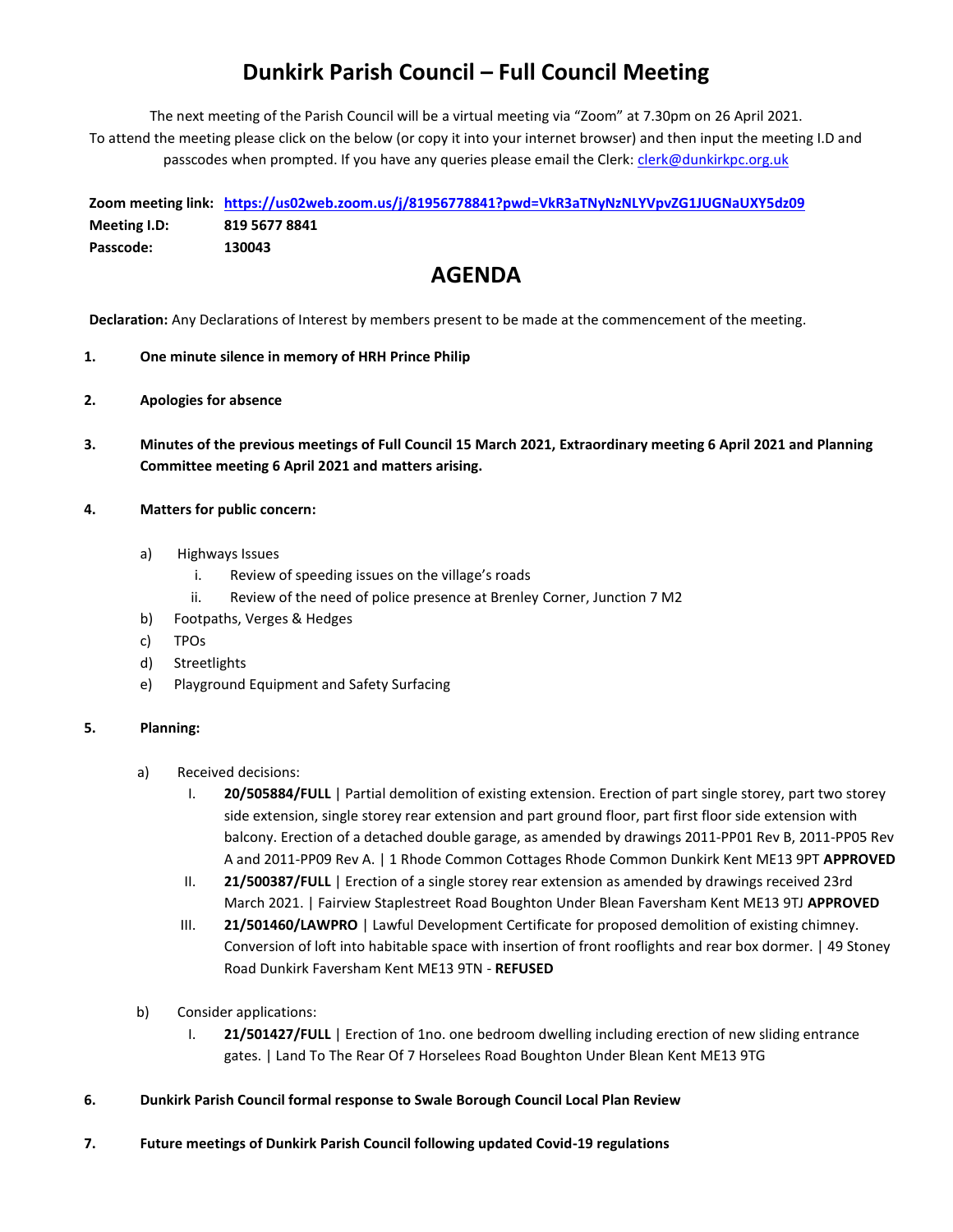# Dunkirk Parish Council – Full Council Meeting

The next meeting of the Parish Council will be a virtual meeting via "Zoom" at 7.30pm on 26 April 2021.
To attend the meeting please click on the below (or copy it into your internet browser) and then input the meeting I.D and passcodes when prompted. If you have any queries please email the Clerk: clerk@dunkirkpc.org.uk

**Zoom meeting link:** **https://us02web.zoom.us/j/81956778841?pwd=VkR3aTNyNzNLYVpvZG1JUGNaUXY5dz09**
**Meeting I.D:** **819 5677 8841**
**Passcode:** **130043**

## AGENDA

**Declaration:** Any Declarations of Interest by members present to be made at the commencement of the meeting.

1. **One minute silence in memory of HRH Prince Philip**

2. **Apologies for absence**

3. **Minutes of the previous meetings of Full Council 15 March 2021, Extraordinary meeting 6 April 2021 and Planning Committee meeting 6 April 2021 and matters arising.**

4. **Matters for public concern:**

   a) Highways Issues
      i. Review of speeding issues on the village's roads
      ii. Review of the need of police presence at Brenley Corner, Junction 7 M2

   b) Footpaths, Verges & Hedges

   c) TPOs

   d) Streetlights

   e) Playground Equipment and Safety Surfacing

5. **Planning:**

   a) Received decisions:
      I. **20/505884/FULL** | Partial demolition of existing extension. Erection of part single storey, part two storey side extension, single storey rear extension and part ground floor, part first floor side extension with balcony. Erection of a detached double garage, as amended by drawings 2011-PP01 Rev B, 2011-PP05 Rev A and 2011-PP09 Rev A. | 1 Rhode Common Cottages Rhode Common Dunkirk Kent ME13 9PT **APPROVED**
      II. **21/500387/FULL** | Erection of a single storey rear extension as amended by drawings received 23rd March 2021. | Fairview Staplestreet Road Boughton Under Blean Faversham Kent ME13 9TJ **APPROVED**
      III. **21/501460/LAWPRO** | Lawful Development Certificate for proposed demolition of existing chimney. Conversion of loft into habitable space with insertion of front rooflights and rear box dormer. | 49 Stoney Road Dunkirk Faversham Kent ME13 9TN - **REFUSED**

   b) Consider applications:
      I. **21/501427/FULL** | Erection of 1no. one bedroom dwelling including erection of new sliding entrance gates. | Land To The Rear Of 7 Horselees Road Boughton Under Blean Kent ME13 9TG

6. **Dunkirk Parish Council formal response to Swale Borough Council Local Plan Review**

7. **Future meetings of Dunkirk Parish Council following updated Covid-19 regulations**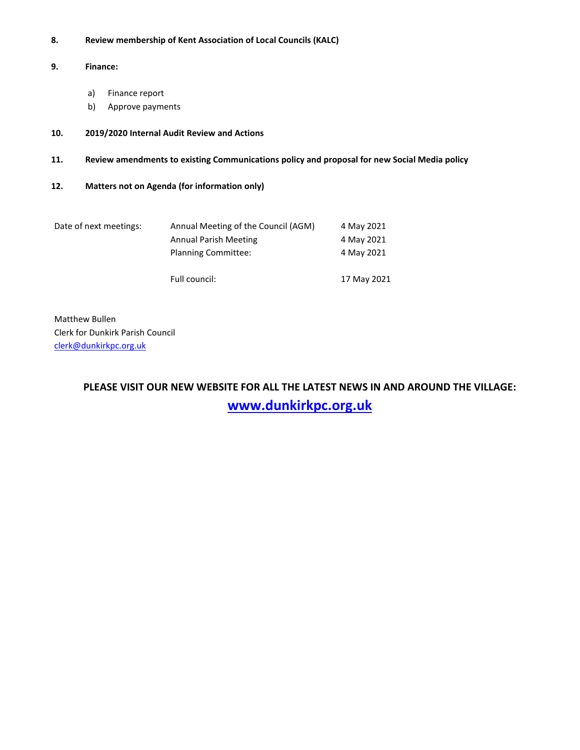**8. Review membership of Kent Association of Local Councils (KALC)**

**9. Finance:**

a) Finance report
b) Approve payments

**10. 2019/2020 Internal Audit Review and Actions**

**11. Review amendments to existing Communications policy and proposal for new Social Media policy**

**12. Matters not on Agenda (for information only)**

| | | |
|---|---|---|
| Date of next meetings: | Annual Meeting of the Council (AGM) | 4 May 2021 |
| | Annual Parish Meeting | 4 May 2021 |
| | Planning Committee: | 4 May 2021 |
| | Full council: | 17 May 2021 |

Matthew Bullen
Clerk for Dunkirk Parish Council
clerk@dunkirkpc.org.uk

**PLEASE VISIT OUR NEW WEBSITE FOR ALL THE LATEST NEWS IN AND AROUND THE VILLAGE:**

**www.dunkirkpc.org.uk**